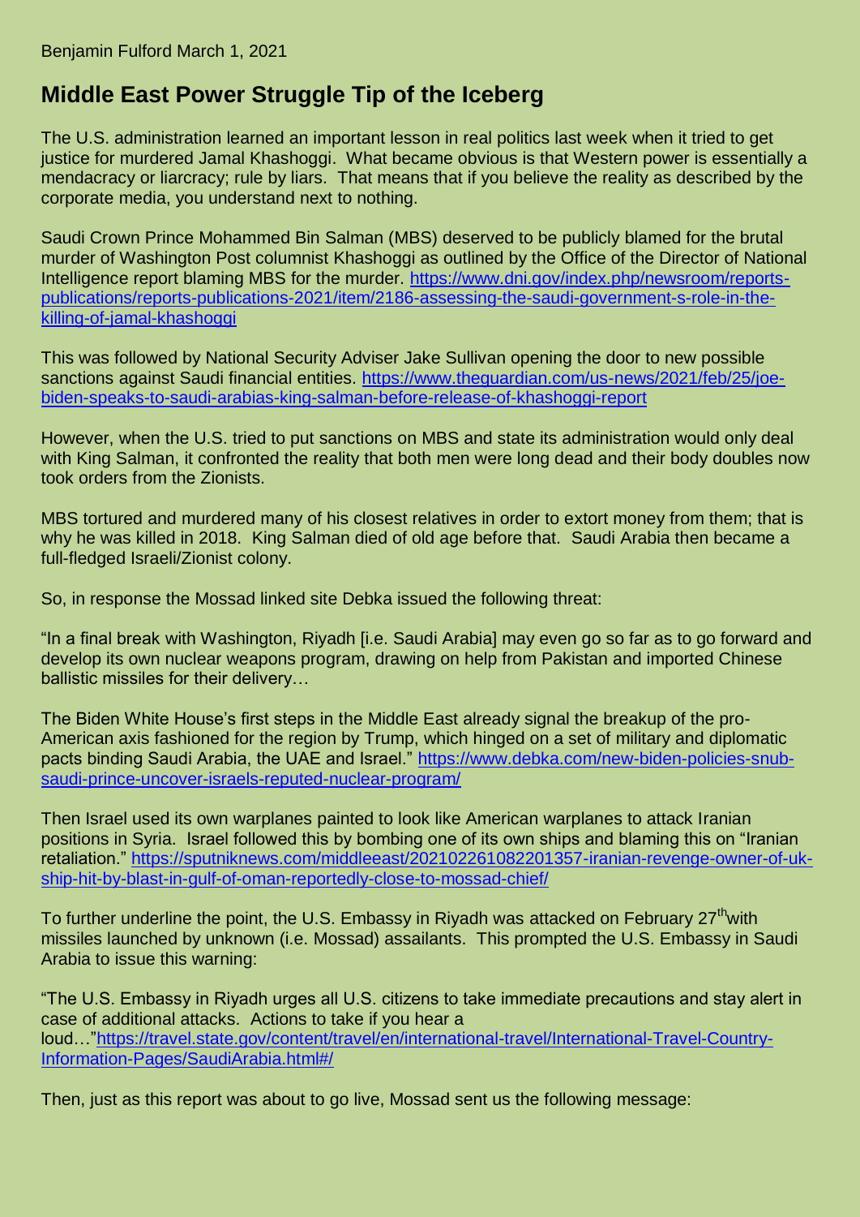Benjamin Fulford March 1, 2021

# Middle East Power Struggle Tip of the Iceberg

The U.S. administration learned an important lesson in real politics last week when it tried to get justice for murdered Jamal Khashoggi. What became obvious is that Western power is essentially a mendacracy or liarcracy; rule by liars. That means that if you believe the reality as described by the corporate media, you understand next to nothing.

Saudi Crown Prince Mohammed Bin Salman (MBS) deserved to be publicly blamed for the brutal murder of Washington Post columnist Khashoggi as outlined by the Office of the Director of National Intelligence report blaming MBS for the murder. [https://www.dni.gov/index.php/newsroom/reports-publications/reports-publications-2021/item/2186-assessing-the-saudi-government-s-role-in-the-killing-of-jamal-khashoggi](https://www.dni.gov/index.php/newsroom/reports-publications/reports-publications-2021/item/2186-assessing-the-saudi-government-s-role-in-the-killing-of-jamal-khashoggi)

This was followed by National Security Adviser Jake Sullivan opening the door to new possible sanctions against Saudi financial entities. [https://www.theguardian.com/us-news/2021/feb/25/joe-biden-speaks-to-saudi-arabias-king-salman-before-release-of-khashoggi-report](https://www.theguardian.com/us-news/2021/feb/25/joe-biden-speaks-to-saudi-arabias-king-salman-before-release-of-khashoggi-report)

However, when the U.S. tried to put sanctions on MBS and state its administration would only deal with King Salman, it confronted the reality that both men were long dead and their body doubles now took orders from the Zionists.

MBS tortured and murdered many of his closest relatives in order to extort money from them; that is why he was killed in 2018. King Salman died of old age before that. Saudi Arabia then became a full-fledged Israeli/Zionist colony.

So, in response the Mossad linked site Debka issued the following threat:

"In a final break with Washington, Riyadh [i.e. Saudi Arabia] may even go so far as to go forward and develop its own nuclear weapons program, drawing on help from Pakistan and imported Chinese ballistic missiles for their delivery…

The Biden White House's first steps in the Middle East already signal the breakup of the pro-American axis fashioned for the region by Trump, which hinged on a set of military and diplomatic pacts binding Saudi Arabia, the UAE and Israel." [https://www.debka.com/new-biden-policies-snub-saudi-prince-uncover-israels-reputed-nuclear-program/](https://www.debka.com/new-biden-policies-snub-saudi-prince-uncover-israels-reputed-nuclear-program/)

Then Israel used its own warplanes painted to look like American warplanes to attack Iranian positions in Syria. Israel followed this by bombing one of its own ships and blaming this on "Iranian retaliation." [https://sputniknews.com/middleeast/202102261082201357-iranian-revenge-owner-of-uk-ship-hit-by-blast-in-gulf-of-oman-reportedly-close-to-mossad-chief/](https://sputniknews.com/middleeast/202102261082201357-iranian-revenge-owner-of-uk-ship-hit-by-blast-in-gulf-of-oman-reportedly-close-to-mossad-chief/)

To further underline the point, the U.S. Embassy in Riyadh was attacked on February 27th with missiles launched by unknown (i.e. Mossad) assailants. This prompted the U.S. Embassy in Saudi Arabia to issue this warning:

"The U.S. Embassy in Riyadh urges all U.S. citizens to take immediate precautions and stay alert in case of additional attacks. Actions to take if you hear a loud…"[https://travel.state.gov/content/travel/en/international-travel/International-Travel-Country-Information-Pages/SaudiArabia.html#/](https://travel.state.gov/content/travel/en/international-travel/International-Travel-Country-Information-Pages/SaudiArabia.html#/)

Then, just as this report was about to go live, Mossad sent us the following message: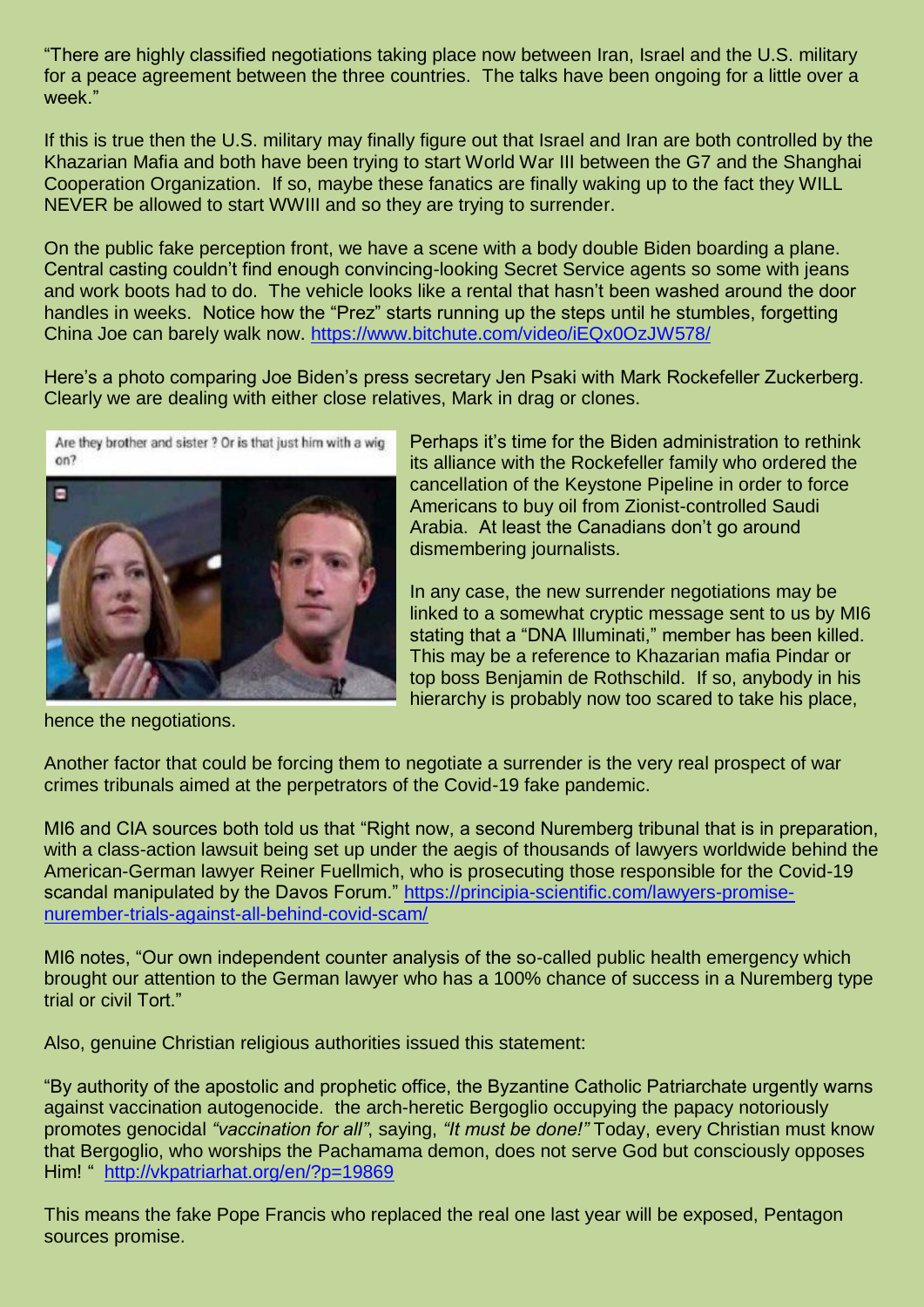"There are highly classified negotiations taking place now between Iran, Israel and the U.S. military for a peace agreement between the three countries. The talks have been ongoing for a little over a week."

If this is true then the U.S. military may finally figure out that Israel and Iran are both controlled by the Khazarian Mafia and both have been trying to start World War III between the G7 and the Shanghai Cooperation Organization. If so, maybe these fanatics are finally waking up to the fact they WILL NEVER be allowed to start WWIII and so they are trying to surrender.

On the public fake perception front, we have a scene with a body double Biden boarding a plane. Central casting couldn't find enough convincing-looking Secret Service agents so some with jeans and work boots had to do. The vehicle looks like a rental that hasn't been washed around the door handles in weeks. Notice how the "Prez" starts running up the steps until he stumbles, forgetting China Joe can barely walk now. https://www.bitchute.com/video/iEQx0OzJW578/

Here's a photo comparing Joe Biden's press secretary Jen Psaki with Mark Rockefeller Zuckerberg. Clearly we are dealing with either close relatives, Mark in drag or clones.

Perhaps it's time for the Biden administration to rethink its alliance with the Rockefeller family who ordered the cancellation of the Keystone Pipeline in order to force Americans to buy oil from Zionist-controlled Saudi Arabia. At least the Canadians don't go around dismembering journalists.

In any case, the new surrender negotiations may be linked to a somewhat cryptic message sent to us by MI6 stating that a "DNA Illuminati," member has been killed. This may be a reference to Khazarian mafia Pindar or top boss Benjamin de Rothschild. If so, anybody in his hierarchy is probably now too scared to take his place, hence the negotiations.

Another factor that could be forcing them to negotiate a surrender is the very real prospect of war crimes tribunals aimed at the perpetrators of the Covid-19 fake pandemic.

MI6 and CIA sources both told us that "Right now, a second Nuremberg tribunal that is in preparation, with a class-action lawsuit being set up under the aegis of thousands of lawyers worldwide behind the American-German lawyer Reiner Fuellmich, who is prosecuting those responsible for the Covid-19 scandal manipulated by the Davos Forum." https://principia-scientific.com/lawyers-promise-nurember-trials-against-all-behind-covid-scam/

MI6 notes, "Our own independent counter analysis of the so-called public health emergency which brought our attention to the German lawyer who has a 100% chance of success in a Nuremberg type trial or civil Tort."

Also, genuine Christian religious authorities issued this statement:

"By authority of the apostolic and prophetic office, the Byzantine Catholic Patriarchate urgently warns against vaccination autogenocide. the arch-heretic Bergoglio occupying the papacy notoriously promotes genocidal *"vaccination for all"*, saying, *"It must be done!"* Today, every Christian must know that Bergoglio, who worships the Pachamama demon, does not serve God but consciously opposes Him! " http://vkpatriarhat.org/en/?p=19869

This means the fake Pope Francis who replaced the real one last year will be exposed, Pentagon sources promise.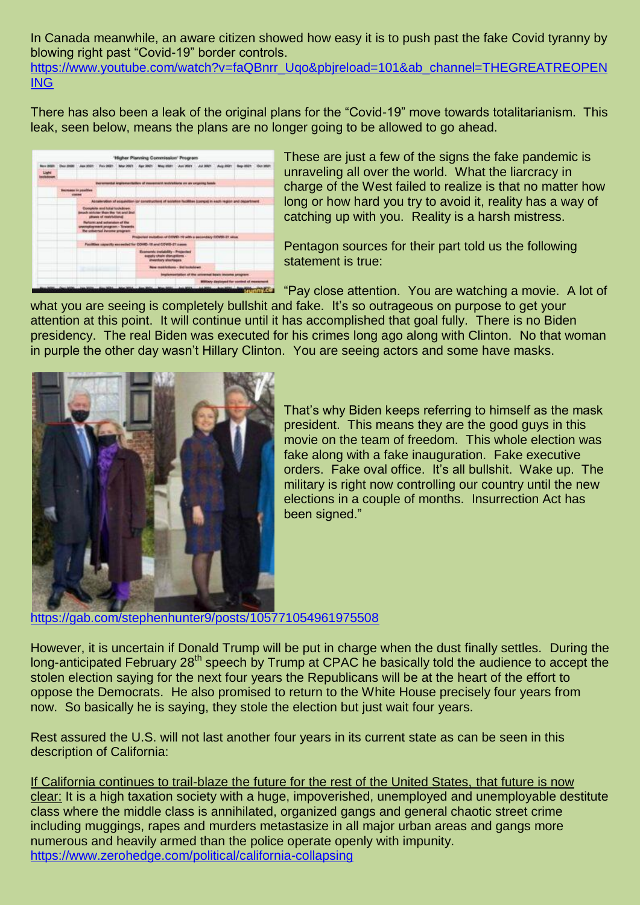In Canada meanwhile, an aware citizen showed how easy it is to push past the fake Covid tyranny by blowing right past "Covid-19" border controls.
https://www.youtube.com/watch?v=faQBnrr_Uqo&pbjreload=101&ab_channel=THEGREATREOPENING

There has also been a leak of the original plans for the "Covid-19" move towards totalitarianism. This leak, seen below, means the plans are no longer going to be allowed to go ahead.

These are just a few of the signs the fake pandemic is unraveling all over the world. What the liarcracy in charge of the West failed to realize is that no matter how long or how hard you try to avoid it, reality has a way of catching up with you. Reality is a harsh mistress.

Pentagon sources for their part told us the following statement is true:

"Pay close attention. You are watching a movie. A lot of what you are seeing is completely bullshit and fake. It's so outrageous on purpose to get your attention at this point. It will continue until it has accomplished that goal fully. There is no Biden presidency. The real Biden was executed for his crimes long ago along with Clinton. No that woman in purple the other day wasn't Hillary Clinton. You are seeing actors and some have masks.

That's why Biden keeps referring to himself as the mask president. This means they are the good guys in this movie on the team of freedom. This whole election was fake along with a fake inauguration. Fake executive orders. Fake oval office. It's all bullshit. Wake up. The military is right now controlling our country until the new elections in a couple of months. Insurrection Act has been signed."

https://gab.com/stephenhunter9/posts/105771054961975508

However, it is uncertain if Donald Trump will be put in charge when the dust finally settles. During the long-anticipated February 28th speech by Trump at CPAC he basically told the audience to accept the stolen election saying for the next four years the Republicans will be at the heart of the effort to oppose the Democrats. He also promised to return to the White House precisely four years from now. So basically he is saying, they stole the election but just wait four years.

Rest assured the U.S. will not last another four years in its current state as can be seen in this description of California:

If California continues to trail-blaze the future for the rest of the United States, that future is now clear: It is a high taxation society with a huge, impoverished, unemployed and unemployable destitute class where the middle class is annihilated, organized gangs and general chaotic street crime including muggings, rapes and murders metastasize in all major urban areas and gangs more numerous and heavily armed than the police operate openly with impunity.
https://www.zerohedge.com/political/california-collapsing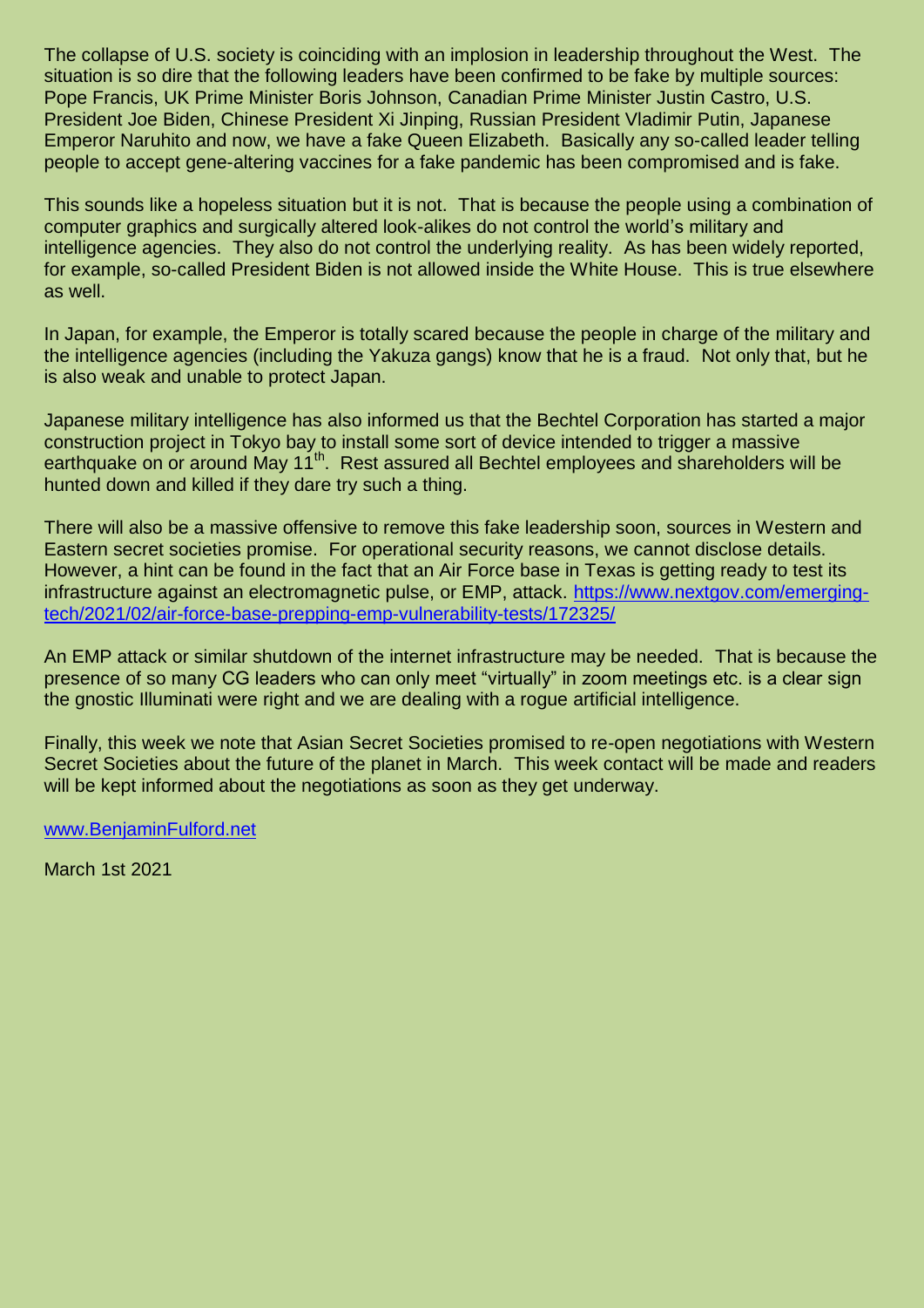The collapse of U.S. society is coinciding with an implosion in leadership throughout the West. The situation is so dire that the following leaders have been confirmed to be fake by multiple sources: Pope Francis, UK Prime Minister Boris Johnson, Canadian Prime Minister Justin Castro, U.S. President Joe Biden, Chinese President Xi Jinping, Russian President Vladimir Putin, Japanese Emperor Naruhito and now, we have a fake Queen Elizabeth. Basically any so-called leader telling people to accept gene-altering vaccines for a fake pandemic has been compromised and is fake.

This sounds like a hopeless situation but it is not. That is because the people using a combination of computer graphics and surgically altered look-alikes do not control the world's military and intelligence agencies. They also do not control the underlying reality. As has been widely reported, for example, so-called President Biden is not allowed inside the White House. This is true elsewhere as well.

In Japan, for example, the Emperor is totally scared because the people in charge of the military and the intelligence agencies (including the Yakuza gangs) know that he is a fraud. Not only that, but he is also weak and unable to protect Japan.

Japanese military intelligence has also informed us that the Bechtel Corporation has started a major construction project in Tokyo bay to install some sort of device intended to trigger a massive earthquake on or around May 11th. Rest assured all Bechtel employees and shareholders will be hunted down and killed if they dare try such a thing.

There will also be a massive offensive to remove this fake leadership soon, sources in Western and Eastern secret societies promise. For operational security reasons, we cannot disclose details. However, a hint can be found in the fact that an Air Force base in Texas is getting ready to test its infrastructure against an electromagnetic pulse, or EMP, attack. https://www.nextgov.com/emerging-tech/2021/02/air-force-base-prepping-emp-vulnerability-tests/172325/

An EMP attack or similar shutdown of the internet infrastructure may be needed. That is because the presence of so many CG leaders who can only meet "virtually" in zoom meetings etc. is a clear sign the gnostic Illuminati were right and we are dealing with a rogue artificial intelligence.

Finally, this week we note that Asian Secret Societies promised to re-open negotiations with Western Secret Societies about the future of the planet in March. This week contact will be made and readers will be kept informed about the negotiations as soon as they get underway.

www.BenjaminFulford.net

March 1st 2021